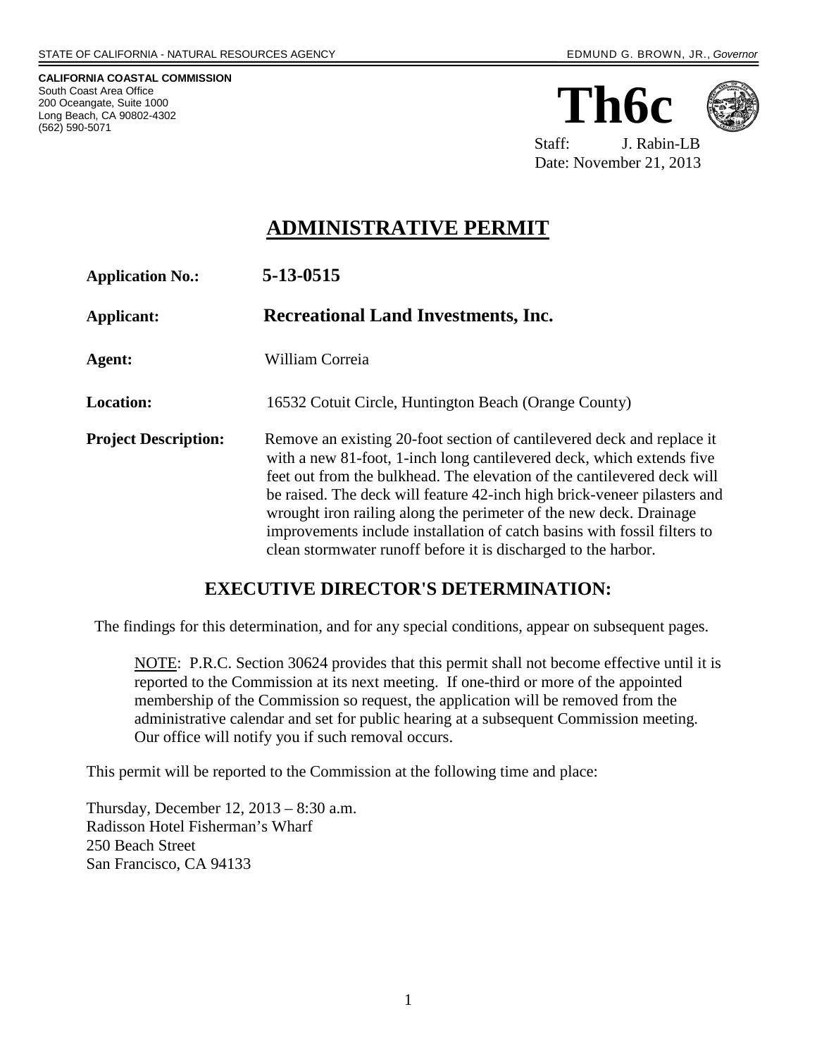STATE OF CALIFORNIA - NATURAL RESOURCES AGENCY EDMUND G. BROWN, JR., *Governor*

**CALIFORNIA COASTAL COMMISSION**
South Coast Area Office
200 Oceangate, Suite 1000
Long Beach, CA 90802-4302
(562) 590-5071

# Th6c

Staff: J. Rabin-LB
Date: November 21, 2013

# ADMINISTRATIVE PERMIT

**Application No.:** **5-13-0515**

**Applicant:** **Recreational Land Investments, Inc.**

**Agent:** William Correia

**Location:** 16532 Cotuit Circle, Huntington Beach (Orange County)

**Project Description:** Remove an existing 20-foot section of cantilevered deck and replace it with a new 81-foot, 1-inch long cantilevered deck, which extends five feet out from the bulkhead. The elevation of the cantilevered deck will be raised. The deck will feature 42-inch high brick-veneer pilasters and wrought iron railing along the perimeter of the new deck. Drainage improvements include installation of catch basins with fossil filters to clean stormwater runoff before it is discharged to the harbor.

## EXECUTIVE DIRECTOR'S DETERMINATION:

The findings for this determination, and for any special conditions, appear on subsequent pages.

NOTE: P.R.C. Section 30624 provides that this permit shall not become effective until it is reported to the Commission at its next meeting. If one-third or more of the appointed membership of the Commission so request, the application will be removed from the administrative calendar and set for public hearing at a subsequent Commission meeting. Our office will notify you if such removal occurs.

This permit will be reported to the Commission at the following time and place:

Thursday, December 12, 2013 – 8:30 a.m.
Radisson Hotel Fisherman's Wharf
250 Beach Street
San Francisco, CA 94133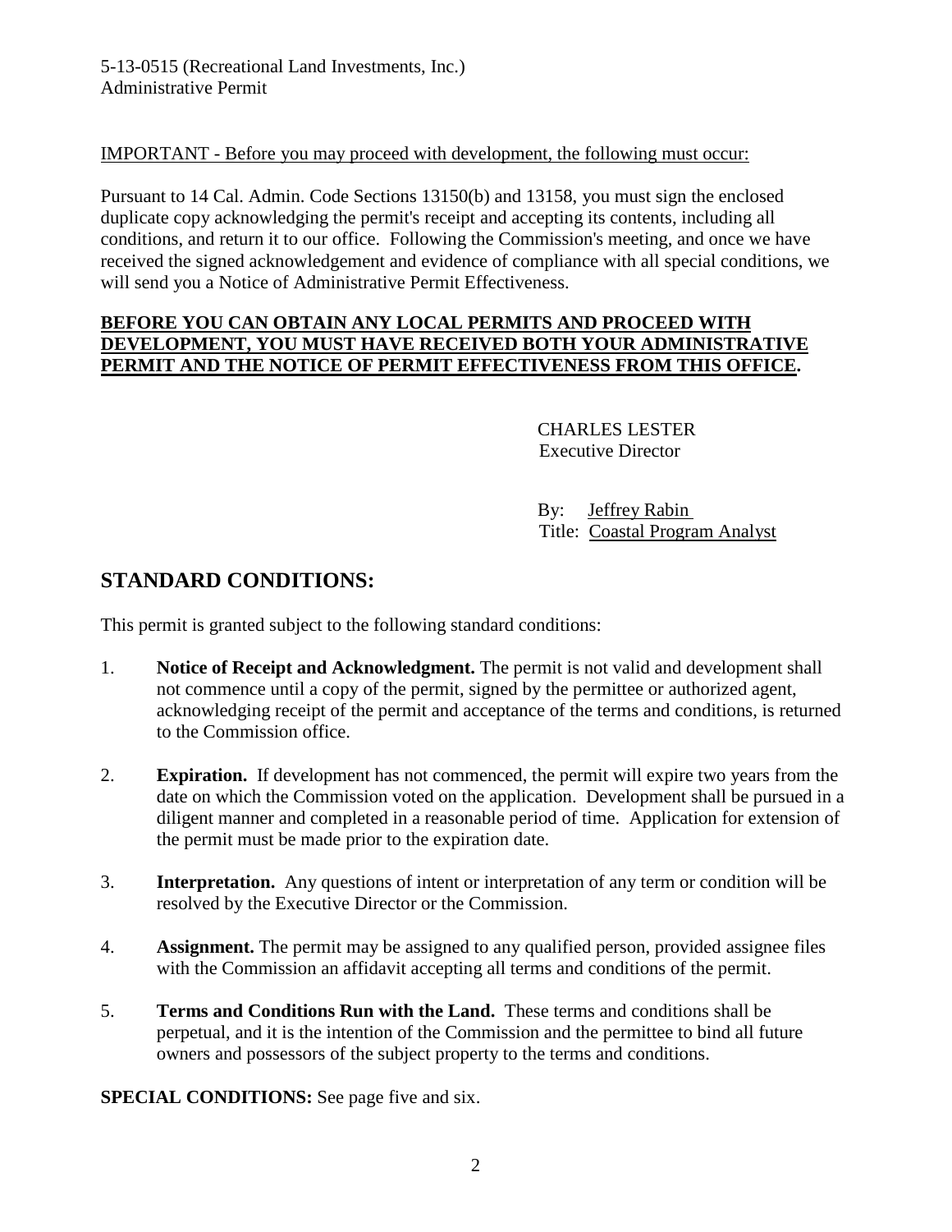IMPORTANT - Before you may proceed with development, the following must occur:

Pursuant to 14 Cal. Admin. Code Sections 13150(b) and 13158, you must sign the enclosed duplicate copy acknowledging the permit's receipt and accepting its contents, including all conditions, and return it to our office. Following the Commission's meeting, and once we have received the signed acknowledgement and evidence of compliance with all special conditions, we will send you a Notice of Administrative Permit Effectiveness.

**BEFORE YOU CAN OBTAIN ANY LOCAL PERMITS AND PROCEED WITH DEVELOPMENT, YOU MUST HAVE RECEIVED BOTH YOUR ADMINISTRATIVE PERMIT AND THE NOTICE OF PERMIT EFFECTIVENESS FROM THIS OFFICE.**

CHARLES LESTER
Executive Director

By: Jeffrey Rabin
Title: Coastal Program Analyst

## STANDARD CONDITIONS:

This permit is granted subject to the following standard conditions:

1. **Notice of Receipt and Acknowledgment.** The permit is not valid and development shall not commence until a copy of the permit, signed by the permittee or authorized agent, acknowledging receipt of the permit and acceptance of the terms and conditions, is returned to the Commission office.

2. **Expiration.** If development has not commenced, the permit will expire two years from the date on which the Commission voted on the application. Development shall be pursued in a diligent manner and completed in a reasonable period of time. Application for extension of the permit must be made prior to the expiration date.

3. **Interpretation.** Any questions of intent or interpretation of any term or condition will be resolved by the Executive Director or the Commission.

4. **Assignment.** The permit may be assigned to any qualified person, provided assignee files with the Commission an affidavit accepting all terms and conditions of the permit.

5. **Terms and Conditions Run with the Land.** These terms and conditions shall be perpetual, and it is the intention of the Commission and the permittee to bind all future owners and possessors of the subject property to the terms and conditions.

**SPECIAL CONDITIONS:** See page five and six.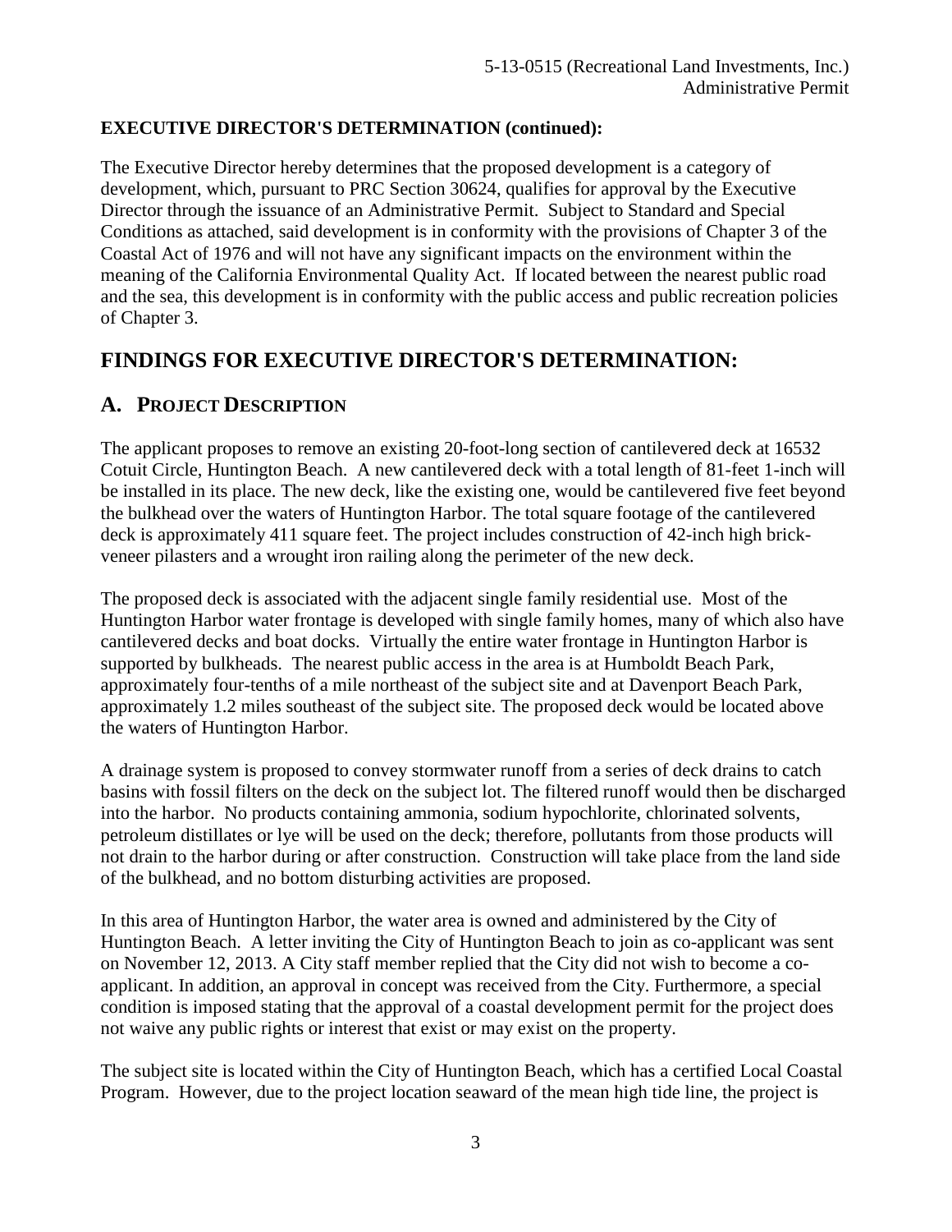**EXECUTIVE DIRECTOR'S DETERMINATION (continued):**

The Executive Director hereby determines that the proposed development is a category of development, which, pursuant to PRC Section 30624, qualifies for approval by the Executive Director through the issuance of an Administrative Permit. Subject to Standard and Special Conditions as attached, said development is in conformity with the provisions of Chapter 3 of the Coastal Act of 1976 and will not have any significant impacts on the environment within the meaning of the California Environmental Quality Act. If located between the nearest public road and the sea, this development is in conformity with the public access and public recreation policies of Chapter 3.

# FINDINGS FOR EXECUTIVE DIRECTOR'S DETERMINATION:

## A. PROJECT DESCRIPTION

The applicant proposes to remove an existing 20-foot-long section of cantilevered deck at 16532 Cotuit Circle, Huntington Beach. A new cantilevered deck with a total length of 81-feet 1-inch will be installed in its place. The new deck, like the existing one, would be cantilevered five feet beyond the bulkhead over the waters of Huntington Harbor. The total square footage of the cantilevered deck is approximately 411 square feet. The project includes construction of 42-inch high brick-veneer pilasters and a wrought iron railing along the perimeter of the new deck.

The proposed deck is associated with the adjacent single family residential use. Most of the Huntington Harbor water frontage is developed with single family homes, many of which also have cantilevered decks and boat docks. Virtually the entire water frontage in Huntington Harbor is supported by bulkheads. The nearest public access in the area is at Humboldt Beach Park, approximately four-tenths of a mile northeast of the subject site and at Davenport Beach Park, approximately 1.2 miles southeast of the subject site. The proposed deck would be located above the waters of Huntington Harbor.

A drainage system is proposed to convey stormwater runoff from a series of deck drains to catch basins with fossil filters on the deck on the subject lot. The filtered runoff would then be discharged into the harbor. No products containing ammonia, sodium hypochlorite, chlorinated solvents, petroleum distillates or lye will be used on the deck; therefore, pollutants from those products will not drain to the harbor during or after construction. Construction will take place from the land side of the bulkhead, and no bottom disturbing activities are proposed.

In this area of Huntington Harbor, the water area is owned and administered by the City of Huntington Beach. A letter inviting the City of Huntington Beach to join as co-applicant was sent on November 12, 2013. A City staff member replied that the City did not wish to become a co-applicant. In addition, an approval in concept was received from the City. Furthermore, a special condition is imposed stating that the approval of a coastal development permit for the project does not waive any public rights or interest that exist or may exist on the property.

The subject site is located within the City of Huntington Beach, which has a certified Local Coastal Program. However, due to the project location seaward of the mean high tide line, the project is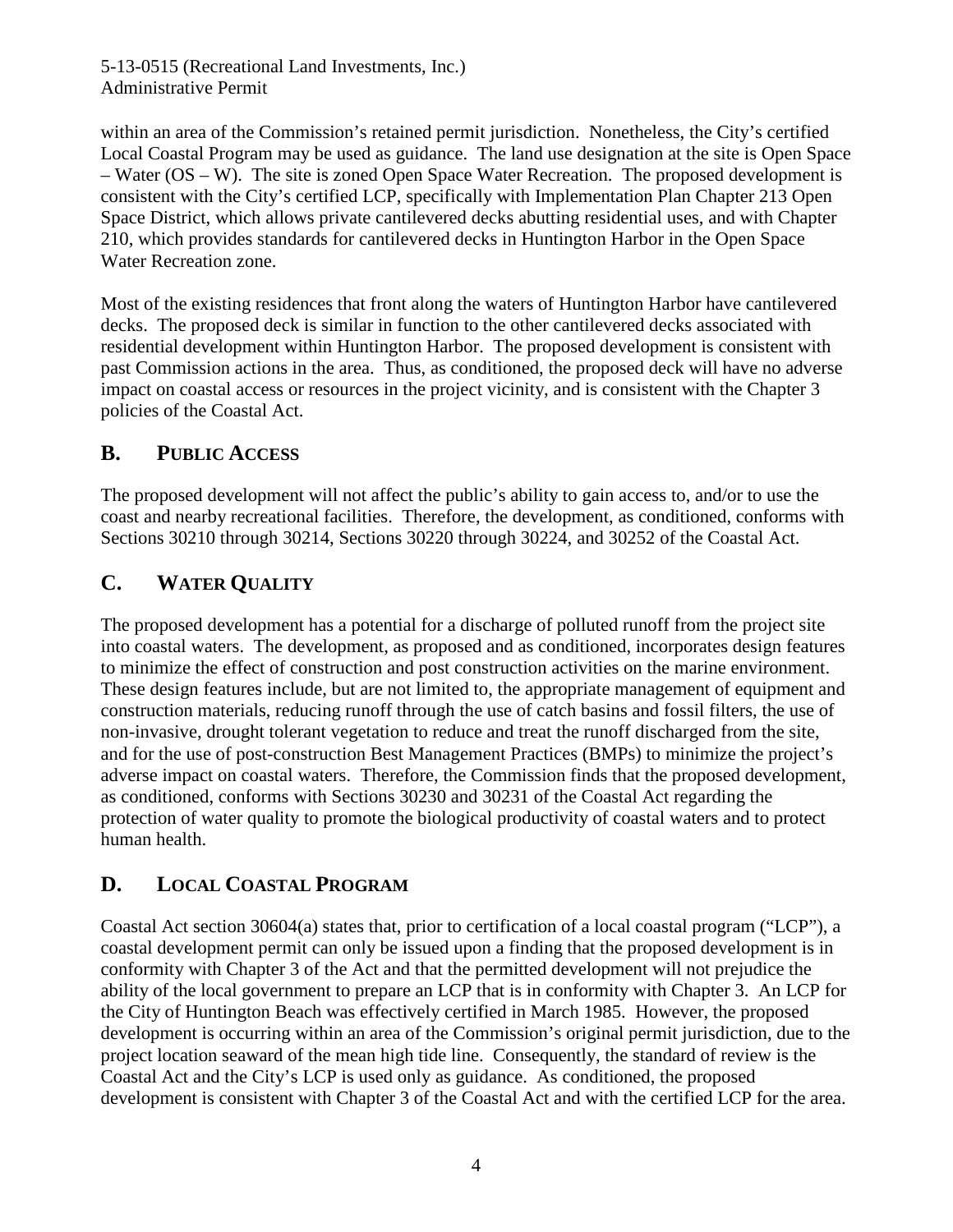within an area of the Commission's retained permit jurisdiction. Nonetheless, the City's certified Local Coastal Program may be used as guidance. The land use designation at the site is Open Space – Water (OS – W). The site is zoned Open Space Water Recreation. The proposed development is consistent with the City's certified LCP, specifically with Implementation Plan Chapter 213 Open Space District, which allows private cantilevered decks abutting residential uses, and with Chapter 210, which provides standards for cantilevered decks in Huntington Harbor in the Open Space Water Recreation zone.

Most of the existing residences that front along the waters of Huntington Harbor have cantilevered decks. The proposed deck is similar in function to the other cantilevered decks associated with residential development within Huntington Harbor. The proposed development is consistent with past Commission actions in the area. Thus, as conditioned, the proposed deck will have no adverse impact on coastal access or resources in the project vicinity, and is consistent with the Chapter 3 policies of the Coastal Act.

## B. PUBLIC ACCESS

The proposed development will not affect the public's ability to gain access to, and/or to use the coast and nearby recreational facilities. Therefore, the development, as conditioned, conforms with Sections 30210 through 30214, Sections 30220 through 30224, and 30252 of the Coastal Act.

## C. WATER QUALITY

The proposed development has a potential for a discharge of polluted runoff from the project site into coastal waters. The development, as proposed and as conditioned, incorporates design features to minimize the effect of construction and post construction activities on the marine environment. These design features include, but are not limited to, the appropriate management of equipment and construction materials, reducing runoff through the use of catch basins and fossil filters, the use of non-invasive, drought tolerant vegetation to reduce and treat the runoff discharged from the site, and for the use of post-construction Best Management Practices (BMPs) to minimize the project's adverse impact on coastal waters. Therefore, the Commission finds that the proposed development, as conditioned, conforms with Sections 30230 and 30231 of the Coastal Act regarding the protection of water quality to promote the biological productivity of coastal waters and to protect human health.

## D. LOCAL COASTAL PROGRAM

Coastal Act section 30604(a) states that, prior to certification of a local coastal program ("LCP"), a coastal development permit can only be issued upon a finding that the proposed development is in conformity with Chapter 3 of the Act and that the permitted development will not prejudice the ability of the local government to prepare an LCP that is in conformity with Chapter 3. An LCP for the City of Huntington Beach was effectively certified in March 1985. However, the proposed development is occurring within an area of the Commission's original permit jurisdiction, due to the project location seaward of the mean high tide line. Consequently, the standard of review is the Coastal Act and the City's LCP is used only as guidance. As conditioned, the proposed development is consistent with Chapter 3 of the Coastal Act and with the certified LCP for the area.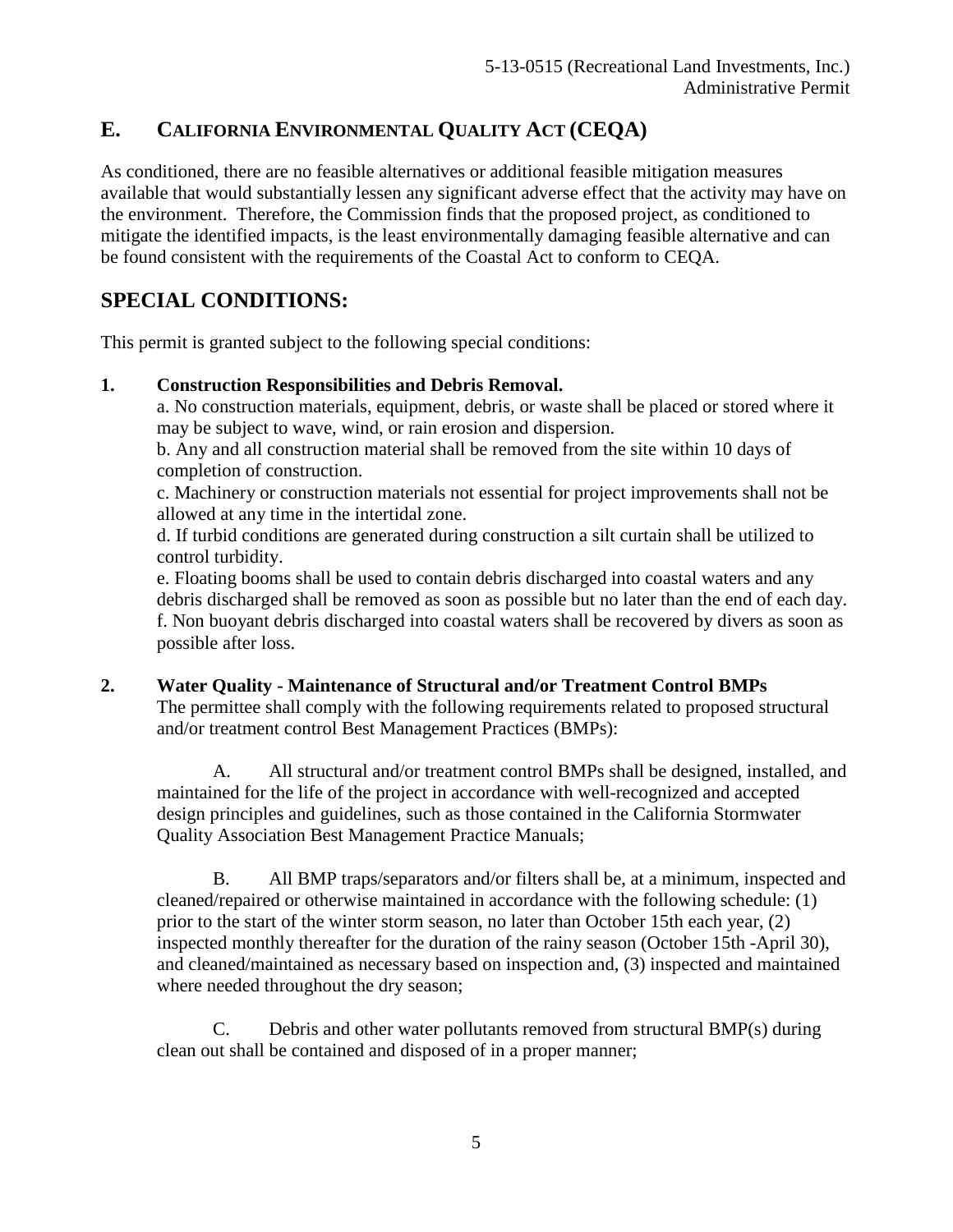## E. CALIFORNIA ENVIRONMENTAL QUALITY ACT (CEQA)

As conditioned, there are no feasible alternatives or additional feasible mitigation measures available that would substantially lessen any significant adverse effect that the activity may have on the environment. Therefore, the Commission finds that the proposed project, as conditioned to mitigate the identified impacts, is the least environmentally damaging feasible alternative and can be found consistent with the requirements of the Coastal Act to conform to CEQA.

# SPECIAL CONDITIONS:

This permit is granted subject to the following special conditions:

**1. Construction Responsibilities and Debris Removal.**

a. No construction materials, equipment, debris, or waste shall be placed or stored where it may be subject to wave, wind, or rain erosion and dispersion.

b. Any and all construction material shall be removed from the site within 10 days of completion of construction.

c. Machinery or construction materials not essential for project improvements shall not be allowed at any time in the intertidal zone.

d. If turbid conditions are generated during construction a silt curtain shall be utilized to control turbidity.

e. Floating booms shall be used to contain debris discharged into coastal waters and any debris discharged shall be removed as soon as possible but no later than the end of each day.

f. Non buoyant debris discharged into coastal waters shall be recovered by divers as soon as possible after loss.

**2. Water Quality - Maintenance of Structural and/or Treatment Control BMPs**

The permittee shall comply with the following requirements related to proposed structural and/or treatment control Best Management Practices (BMPs):

A. All structural and/or treatment control BMPs shall be designed, installed, and maintained for the life of the project in accordance with well-recognized and accepted design principles and guidelines, such as those contained in the California Stormwater Quality Association Best Management Practice Manuals;

B. All BMP traps/separators and/or filters shall be, at a minimum, inspected and cleaned/repaired or otherwise maintained in accordance with the following schedule: (1) prior to the start of the winter storm season, no later than October 15th each year, (2) inspected monthly thereafter for the duration of the rainy season (October 15th -April 30), and cleaned/maintained as necessary based on inspection and, (3) inspected and maintained where needed throughout the dry season;

C. Debris and other water pollutants removed from structural BMP(s) during clean out shall be contained and disposed of in a proper manner;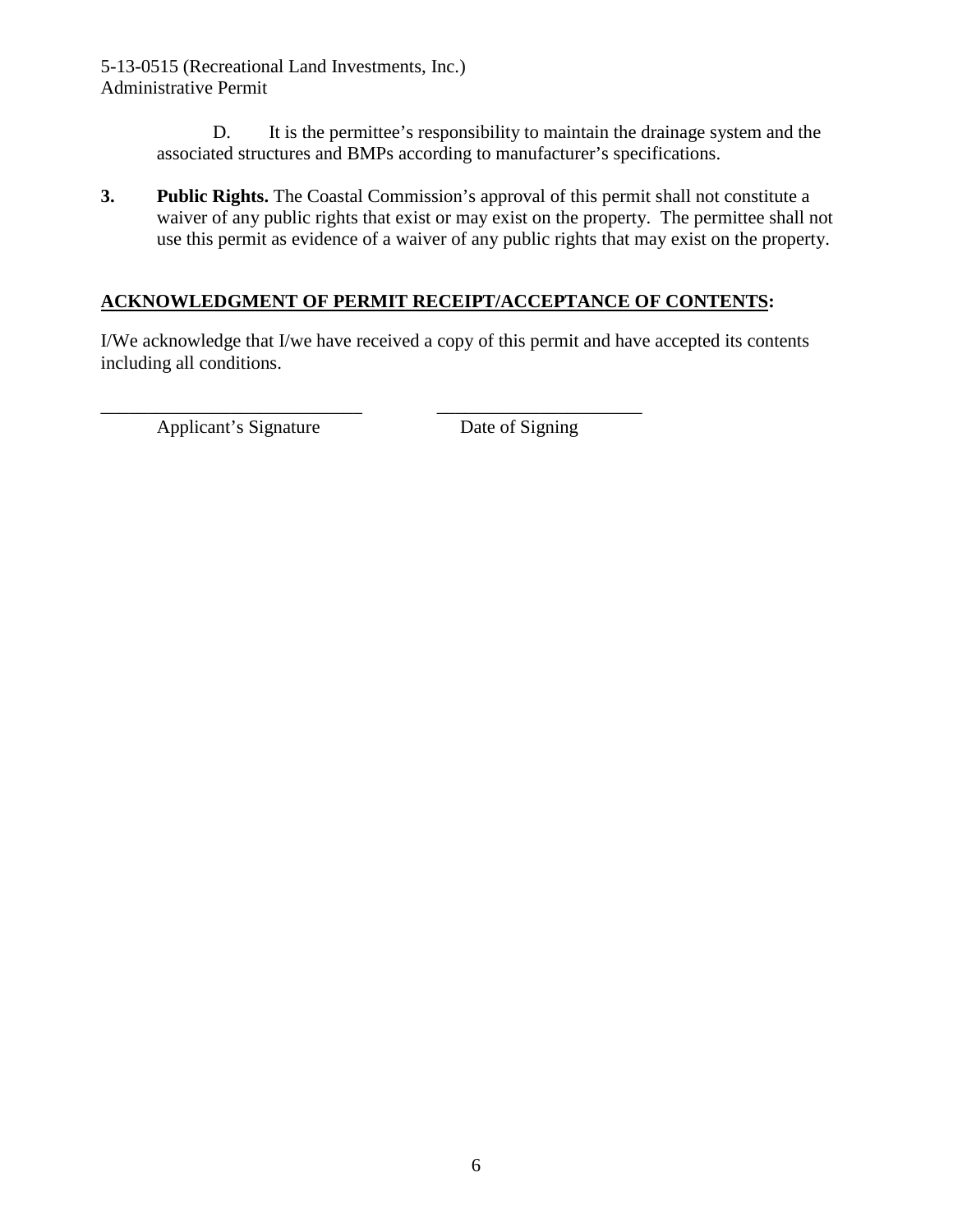D. It is the permittee's responsibility to maintain the drainage system and the associated structures and BMPs according to manufacturer's specifications.

**3. Public Rights.** The Coastal Commission's approval of this permit shall not constitute a waiver of any public rights that exist or may exist on the property. The permittee shall not use this permit as evidence of a waiver of any public rights that may exist on the property.

## <u>ACKNOWLEDGMENT OF PERMIT RECEIPT/ACCEPTANCE OF CONTENTS</u>:

I/We acknowledge that I/we have received a copy of this permit and have accepted its contents including all conditions.

_____________________________ ______________________

Applicant's Signature Date of Signing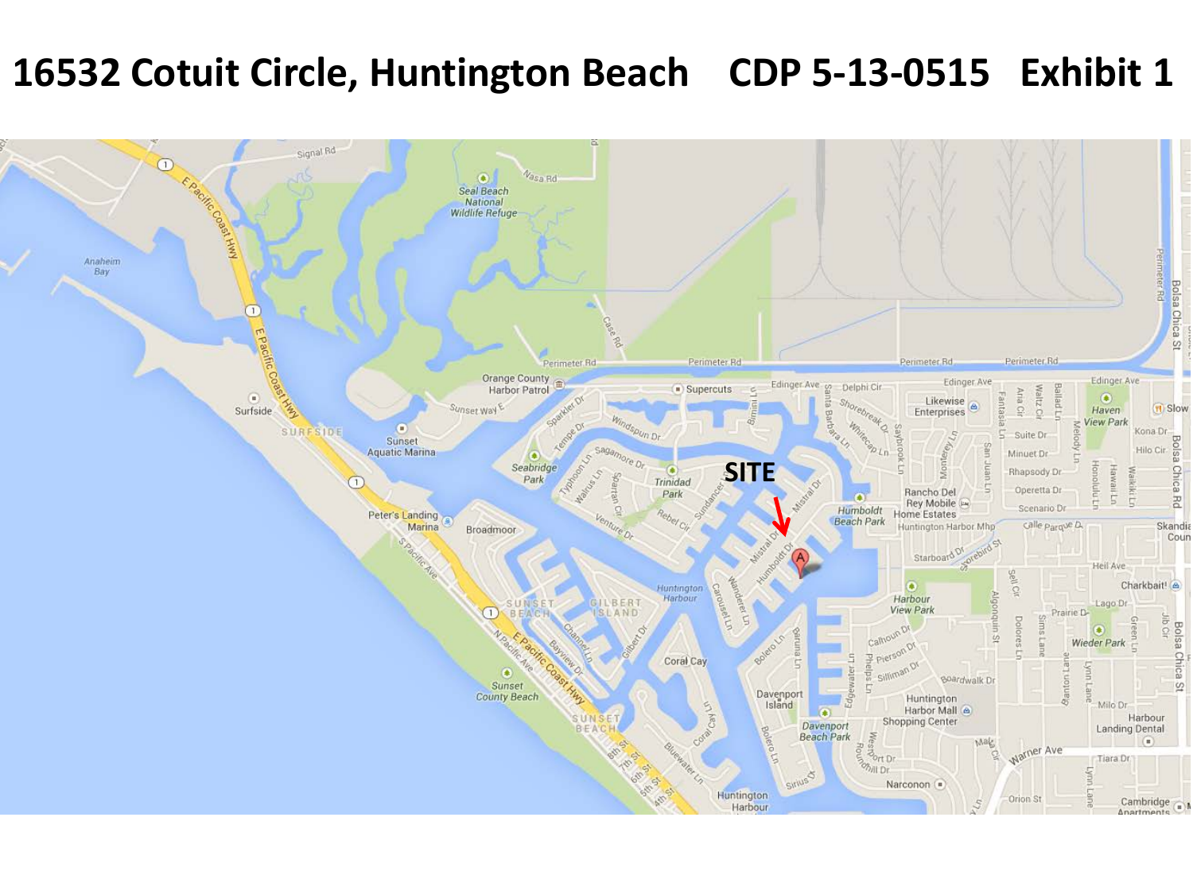# 16532 Cotuit Circle, Huntington Beach CDP 5-13-0515 Exhibit 1

SITE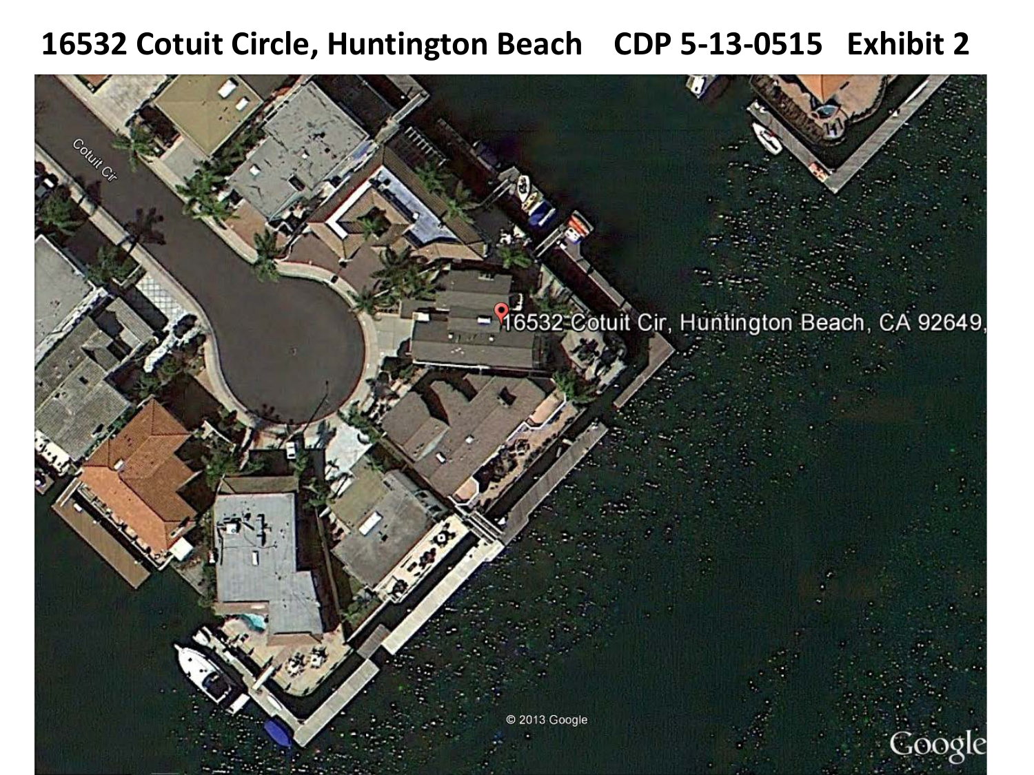# 16532 Cotuit Circle, Huntington Beach    CDP 5-13-0515    Exhibit 2

Cotuit Cir

16532 Cotuit Cir, Huntington Beach, CA 92649,

© 2013 Google

Google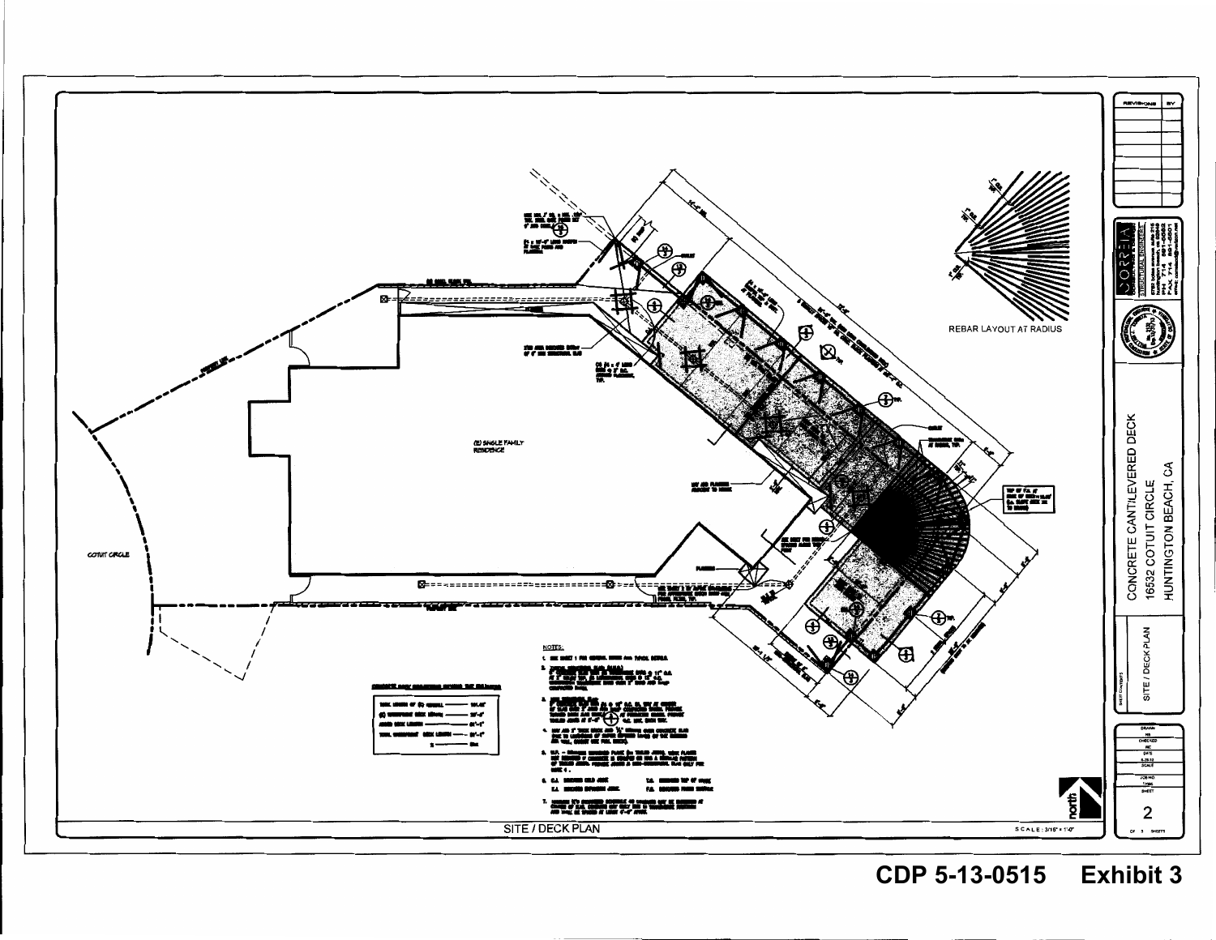REBAR LAYOUT AT RADIUS

(E) SINGLE FAMILY RESIDENCE

COTUIT CIRCLE

NOTES:

SITE / DECK PLAN

SCALE: 3/16" = 1'-0"

CONCRETE CANTILEVERED DECK

16532 COTUIT CIRCLE

HUNTINGTON BEACH, CA

SITE / DECK PLAN

STRUCTURAL ENGINEERS

REVISIONS | BY

2

CDP 5-13-0515 Exhibit 3